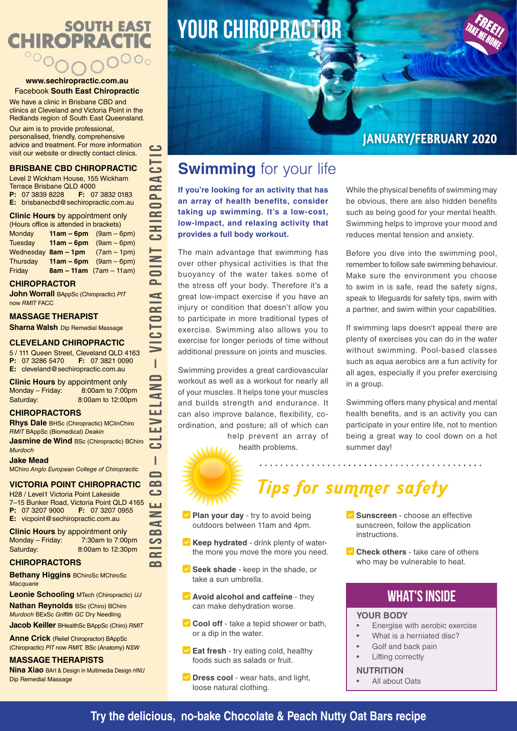# SOUTH EAST CHIROPRACTIC

**www.sechiropractic.com.au**
Facebook **South East Chiropractic**

We have a clinic in Brisbane CBD and clinics at Cleveland and Victoria Point in the Redlands region of South East Queensland.

Our aim is to provide professional, personalised, friendly, comprehensive advice and treatment. For more information visit our website or directly contact clinics.

### BRISBANE CBD CHIROPRACTIC

Level 2 Wickham House, 155 Wickham Terrace Brisbane QLD 4000
**P:** 07 3839 8228 **F:** 07 3832 0183
**E:** brisbanecbd@sechiropractic.com.au

**Clinic Hours** by appointment only
(Hours office is attended in brackets)

| | | |
|---|---|---|
| Monday | **11am – 6pm** | (9am – 6pm) |
| Tuesday | **11am – 6pm** | (9am – 6pm) |
| Wednesday | **8am – 1pm** | (7am – 1pm) |
| Thursday | **11am – 6pm** | (9am – 6pm) |
| Friday | **8am – 11am** | (7am – 11am) |

### CHIROPRACTOR

**John Worrall** BAppSc (Chiropractic) *PIT* now *RMIT* FACC

### MASSAGE THERAPIST

**Sharna Walsh** Dip Remedial Massage

### CLEVELAND CHIROPRACTIC

5 / 111 Queen Street, Cleveland QLD 4163
**P:** 07 3286 5470 **F:** 07 3821 0090
**E:** cleveland@sechiropractic.com.au

**Clinic Hours** by appointment only
Monday – Friday: 8:00am to 7:00pm
Saturday: 8:00am to 12:00pm

### CHIROPRACTORS

**Rhys Dale** BHSc (Chiropractic) MClinChiro *RMIT* BAppSc (Biomedical) *Deakin*

**Jasmine de Wind** BSc (Chiropractic) BChiro *Murdoch*

**Jake Mead** MChiro *Anglo European College of Chiropractic*

### VICTORIA POINT CHIROPRACTIC

H28 / Level1 Victoria Point Lakeside
7–15 Bunker Road, Victoria Point QLD 4165
**P:** 07 3207 9000 **F:** 07 3207 0955
**E:** vicpoint@sechiropractic.com.au

**Clinic Hours** by appointment only
Monday – Friday: 7:30am to 7:00pm
Saturday: 8:00am to 12:30pm

### CHIROPRACTORS

**Bethany Higgins** BChiroSc MChiroSc *Macquarie*

**Leonie Schooling** MTech (Chiropractic) *UJ*

**Nathan Reynolds** BSc (Chiro) BChiro *Murdoch* BExSc *Griffith GC* Dry Needling

**Jacob Keiller** BHealthSc BAppSc (Chiro) *RMIT*

**Anne Crick** (Relief Chiropractor) BAppSc (Chiropractic) *PIT* now *RMIT*, BSc (Anatomy) *NSW*

### MASSAGE THERAPISTS

**Nina Xiao** BArt & Design in Multimedia Design *HNU* Dip Remedial Massage

BRISBANE CBD – CLEVELAND – VICTORIA POINT CHIROPRACTIC

# YOUR CHIROPRACTOR

FREE!! TAKE ME HOME

**JANUARY/FEBRUARY 2020**

## Swimming for your life

**If you're looking for an activity that has an array of health benefits, consider taking up swimming. It's a low-cost, low-impact, and relaxing activity that provides a full body workout.**

The main advantage that swimming has over other physical activities is that the buoyancy of the water takes some of the stress off your body. Therefore it's a great low-impact exercise if you have an injury or condition that doesn't allow you to participate in more traditional types of exercise. Swimming also allows you to exercise for longer periods of time without additional pressure on joints and muscles.

Swimming provides a great cardiovascular workout as well as a workout for nearly all of your muscles. It helps tone your muscles and builds strength and endurance. It can also improve balance, flexibility, co-ordination, and posture; all of which can help prevent an array of health problems.

While the physical benefits of swimming may be obvious, there are also hidden benefits such as being good for your mental health. Swimming helps to improve your mood and reduces mental tension and anxiety.

Before you dive into the swimming pool, remember to follow safe swimming behaviour. Make sure the environment you choose to swim in is safe, read the safety signs, speak to lifeguards for safety tips, swim with a partner, and swim within your capabilities.

If swimming laps doesn't appeal there are plenty of exercises you can do in the water without swimming. Pool-based classes such as aqua aerobics are a fun activity for all ages, especially if you prefer exercising in a group.

Swimming offers many physical and mental health benefits, and is an activity you can participate in your entire life, not to mention being a great way to cool down on a hot summer day!

## Tips for summer safety

- **Plan your day** - try to avoid being outdoors between 11am and 4pm.
- **Keep hydrated** - drink plenty of water- the more you move the more you need.
- **Seek shade** - keep in the shade, or take a sun umbrella.
- **Avoid alcohol and caffeine** - they can make dehydration worse.
- **Cool off** - take a tepid shower or bath, or a dip in the water.
- **Eat fresh** - try eating cold, healthy foods such as salads or fruit.
- **Dress cool** - wear hats, and light, loose natural clothing.
- **Sunscreen** - choose an effective sunscreen, follow the application instructions.
- **Check others** - take care of others who may be vulnerable to heat.

## WHAT'S INSIDE

**YOUR BODY**
- Energise with aerobic exercise
- What is a herniated disc?
- Golf and back pain
- Lifting correctly

**NUTRITION**
- All about Oats

**Try the delicious, no-bake Chocolate & Peach Nutty Oat Bars recipe**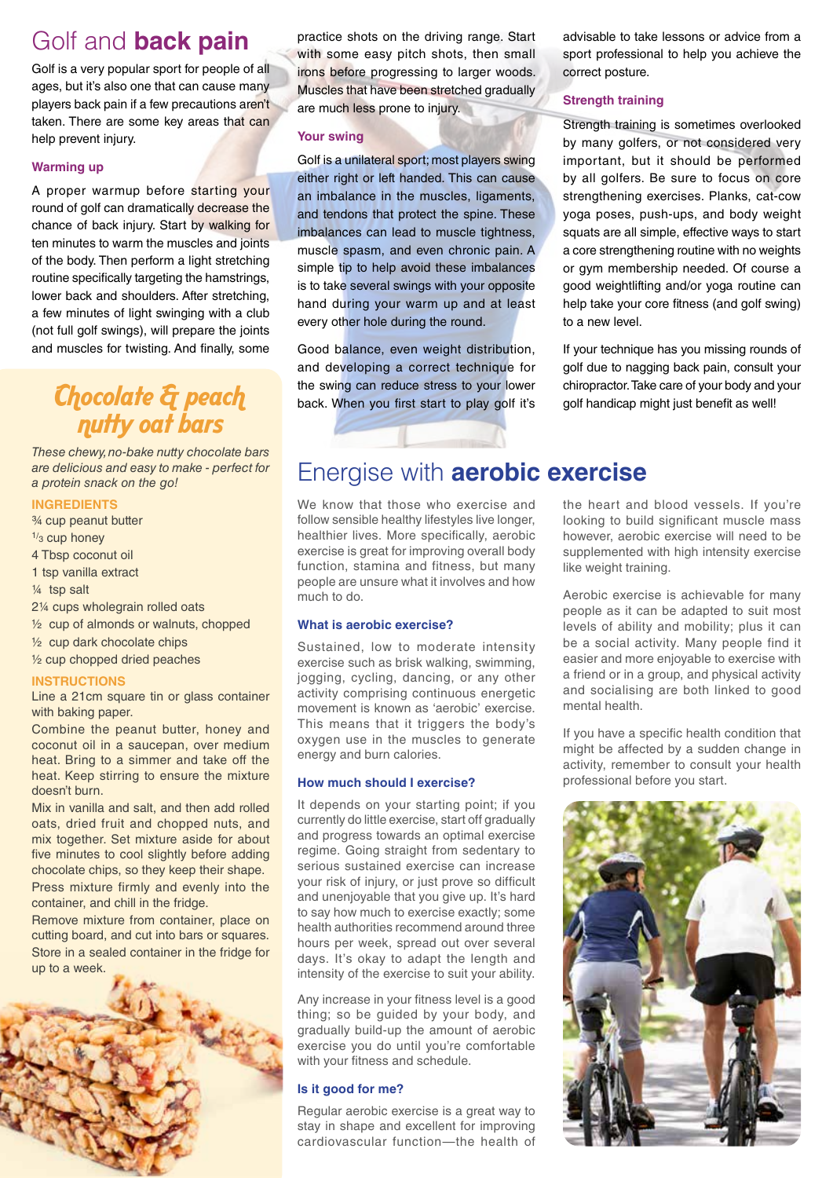# Golf and **back pain**

Golf is a very popular sport for people of all ages, but it's also one that can cause many players back pain if a few precautions aren't taken. There are some key areas that can help prevent injury.

### Warming up

A proper warmup before starting your round of golf can dramatically decrease the chance of back injury. Start by walking for ten minutes to warm the muscles and joints of the body. Then perform a light stretching routine specifically targeting the hamstrings, lower back and shoulders. After stretching, a few minutes of light swinging with a club (not full golf swings), will prepare the joints and muscles for twisting. And finally, some practice shots on the driving range. Start with some easy pitch shots, then small irons before progressing to larger woods. Muscles that have been stretched gradually are much less prone to injury.

### Your swing

Golf is a unilateral sport; most players swing either right or left handed. This can cause an imbalance in the muscles, ligaments, and tendons that protect the spine. These imbalances can lead to muscle tightness, muscle spasm, and even chronic pain. A simple tip to help avoid these imbalances is to take several swings with your opposite hand during your warm up and at least every other hole during the round.

Good balance, even weight distribution, and developing a correct technique for the swing can reduce stress to your lower back. When you first start to play golf it's advisable to take lessons or advice from a sport professional to help you achieve the correct posture.

### Strength training

Strength training is sometimes overlooked by many golfers, or not considered very important, but it should be performed by all golfers. Be sure to focus on core strengthening exercises. Planks, cat-cow yoga poses, push-ups, and body weight squats are all simple, effective ways to start a core strengthening routine with no weights or gym membership needed. Of course a good weightlifting and/or yoga routine can help take your core fitness (and golf swing) to a new level.

If your technique has you missing rounds of golf due to nagging back pain, consult your chiropractor. Take care of your body and your golf handicap might just benefit as well!

## Chocolate & peach nutty oat bars

*These chewy, no-bake nutty chocolate bars are delicious and easy to make - perfect for a protein snack on the go!*

### INGREDIENTS

- ¾ cup peanut butter
- ⅓ cup honey
- 4 Tbsp coconut oil
- 1 tsp vanilla extract
- ¼ tsp salt
- 2¼ cups wholegrain rolled oats
- ½ cup of almonds or walnuts, chopped
- ½ cup dark chocolate chips
- ½ cup chopped dried peaches

### INSTRUCTIONS

Line a 21cm square tin or glass container with baking paper.

Combine the peanut butter, honey and coconut oil in a saucepan, over medium heat. Bring to a simmer and take off the heat. Keep stirring to ensure the mixture doesn't burn.

Mix in vanilla and salt, and then add rolled oats, dried fruit and chopped nuts, and mix together. Set mixture aside for about five minutes to cool slightly before adding chocolate chips, so they keep their shape.

Press mixture firmly and evenly into the container, and chill in the fridge.

Remove mixture from container, place on cutting board, and cut into bars or squares. Store in a sealed container in the fridge for up to a week.

# Energise with **aerobic exercise**

We know that those who exercise and follow sensible healthy lifestyles live longer, healthier lives. More specifically, aerobic exercise is great for improving overall body function, stamina and fitness, but many people are unsure what it involves and how much to do.

### What is aerobic exercise?

Sustained, low to moderate intensity exercise such as brisk walking, swimming, jogging, cycling, dancing, or any other activity comprising continuous energetic movement is known as 'aerobic' exercise. This means that it triggers the body's oxygen use in the muscles to generate energy and burn calories.

### How much should I exercise?

It depends on your starting point; if you currently do little exercise, start off gradually and progress towards an optimal exercise regime. Going straight from sedentary to serious sustained exercise can increase your risk of injury, or just prove so difficult and unenjoyable that you give up. It's hard to say how much to exercise exactly; some health authorities recommend around three hours per week, spread out over several days. It's okay to adapt the length and intensity of the exercise to suit your ability.

Any increase in your fitness level is a good thing; so be guided by your body, and gradually build-up the amount of aerobic exercise you do until you're comfortable with your fitness and schedule.

### Is it good for me?

Regular aerobic exercise is a great way to stay in shape and excellent for improving cardiovascular function—the health of the heart and blood vessels. If you're looking to build significant muscle mass however, aerobic exercise will need to be supplemented with high intensity exercise like weight training.

Aerobic exercise is achievable for many people as it can be adapted to suit most levels of ability and mobility; plus it can be a social activity. Many people find it easier and more enjoyable to exercise with a friend or in a group, and physical activity and socialising are both linked to good mental health.

If you have a specific health condition that might be affected by a sudden change in activity, remember to consult your health professional before you start.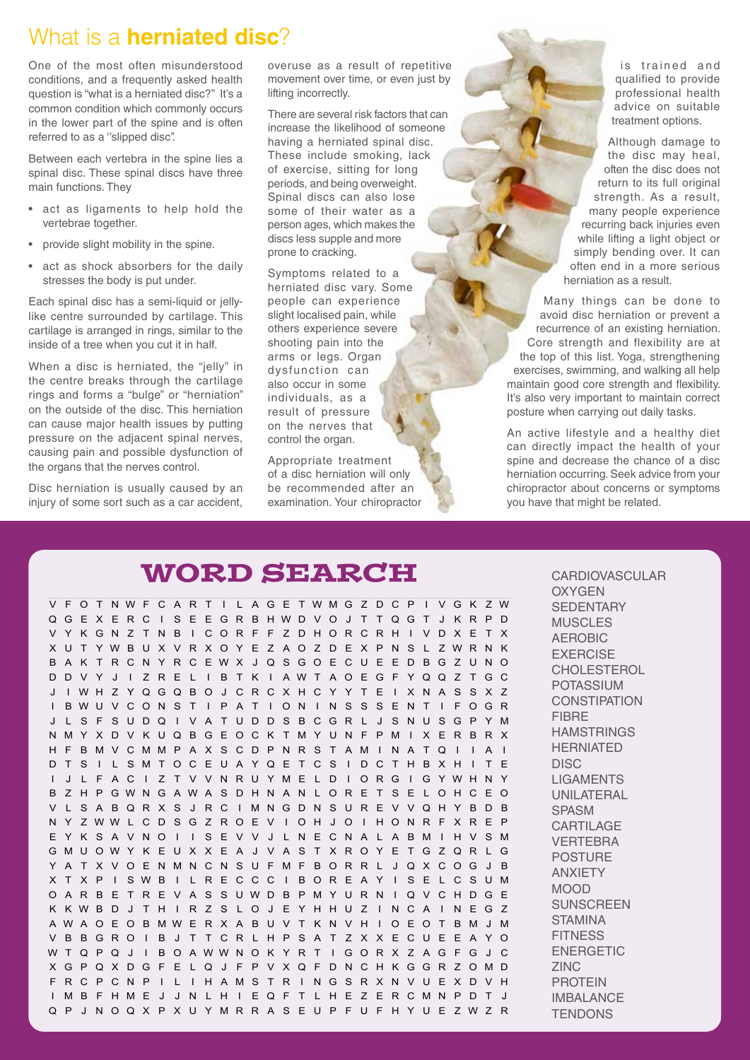# What is a **herniated disc**?

One of the most often misunderstood conditions, and a frequently asked health question is "what is a herniated disc?" It's a common condition which commonly occurs in the lower part of the spine and is often referred to as a "slipped disc".

Between each vertebra in the spine lies a spinal disc. These spinal discs have three main functions. They

- act as ligaments to help hold the vertebrae together.
- provide slight mobility in the spine.
- act as shock absorbers for the daily stresses the body is put under.

Each spinal disc has a semi-liquid or jelly-like centre surrounded by cartilage. This cartilage is arranged in rings, similar to the inside of a tree when you cut it in half.

When a disc is herniated, the "jelly" in the centre breaks through the cartilage rings and forms a "bulge" or "herniation" on the outside of the disc. This herniation can cause major health issues by putting pressure on the adjacent spinal nerves, causing pain and possible dysfunction of the organs that the nerves control.

Disc herniation is usually caused by an injury of some sort such as a car accident, overuse as a result of repetitive movement over time, or even just by lifting incorrectly.

There are several risk factors that can increase the likelihood of someone having a herniated spinal disc. These include smoking, lack of exercise, sitting for long periods, and being overweight. Spinal discs can also lose some of their water as a person ages, which makes the discs less supple and more prone to cracking.

Symptoms related to a herniated disc vary. Some people can experience slight localised pain, while others experience severe shooting pain into the arms or legs. Organ dysfunction can also occur in some individuals, as a result of pressure on the nerves that control the organ.

Appropriate treatment of a disc herniation will only be recommended after an examination. Your chiropractor is trained and qualified to provide professional health advice on suitable treatment options.

Although damage to the disc may heal, often the disc does not return to its full original strength. As a result, many people experience recurring back injuries even while lifting a light object or simply bending over. It can often end in a more serious herniation as a result.

Many things can be done to avoid disc herniation or prevent a recurrence of an existing herniation. Core strength and flexibility are at the top of this list. Yoga, strengthening exercises, swimming, and walking all help maintain good core strength and flexibility. It's also very important to maintain correct posture when carrying out daily tasks.

An active lifestyle and a healthy diet can directly impact the health of your spine and decrease the chance of a disc herniation occurring. Seek advice from your chiropractor about concerns or symptoms you have that might be related.

## WORD SEARCH

```
V F O T N W F C A R T I L A G E T W M G Z D C P I V G K Z W
Q G E X E R C I S E E G R B H W D V O J T T Q G T J K R P D
V Y K G N Z T N B I C O R F F Z D H O R C R H I V D X E T X
X U T Y W B U X V R X O Y E Z A O Z D E X P N S L Z W R N K
B A K T R C N Y R C E W X J Q S G O E C U E E D B G Z U N O
D D V Y J I Z R E L I B T K I A W T A O E G F Y Q Q Z T G C
J I W H Z Y Q G Q B O J C R C X H C Y Y T E I X N A S S X Z
I B W U V C O N S T I P A T I O N I N S S S E N T I F O G R
J L S F S U D Q I V A T U D D S B C G R L J S N U S G P Y M
N M Y X D V K U Q B G E O C K T M Y U N F P M I X E R B R X
H F B M V C M M P A X S C D P N R S T A M I N A T Q I I A I
D T S I L S M T O C E U A Y Q E T C S I D C T H B X H I T E
I J L F A C I Z T V V N R U Y M E L D I O R G I G Y W H N Y
B Z H P G W N G A W A S D H N A N L O R E T S E L O H C E O
V L S A B Q R X S J R C I M N G D N S U R E V V Q H Y B D B
N Y Z W W L C D S G Z R O E V I O H J O I H O N R F X R E P
E Y K S A V N O I I S E V V J L N E C N A L A B M I H V S M
G M U O W Y K E U X X E A J V A S T X R O Y E T G Z Q R L G
Y A T X V O E N M N C N S U F M F B O R R L J Q X C O G J B
X T X P I S W B I L R E C C C I B O R E A Y I S E L C S U M
O A R B E T R E V A S S U W D B P M Y U R N I Q V C H D G E
K K W B D J T H I R Z S L O J E Y H H U Z I N C A I N E G Z
A W A O E O B M W E R X A B U V T K N V H I O E O T B M J M
V B B G R O I B J T T C R L H P S A T Z X X E C U E E A Y O
W T Q P Q J I B O A W W N O K Y R T I G O R X Z A G F G J C
X G P Q X D G F E L Q J F P V X Q F D N C H K G G R Z O M D
F R C P C N P I L I H A M S T R I N G S R X N V U E X D V H
I M B F H M E J J N L H I E Q F T L H E Z E R C M N P D T J
Q P J N O Q X P X U Y M R R A S E U P F U F H Y U E Z W Z R
```

CARDIOVASCULAR
OXYGEN
SEDENTARY
MUSCLES
AEROBIC
EXERCISE
CHOLESTEROL
POTASSIUM
CONSTIPATION
FIBRE
HAMSTRINGS
HERNIATED
DISC
LIGAMENTS
UNILATERAL
SPASM
CARTILAGE
VERTEBRA
POSTURE
ANXIETY
MOOD
SUNSCREEN
STAMINA
FITNESS
ENERGETIC
ZINC
PROTEIN
IMBALANCE
TENDONS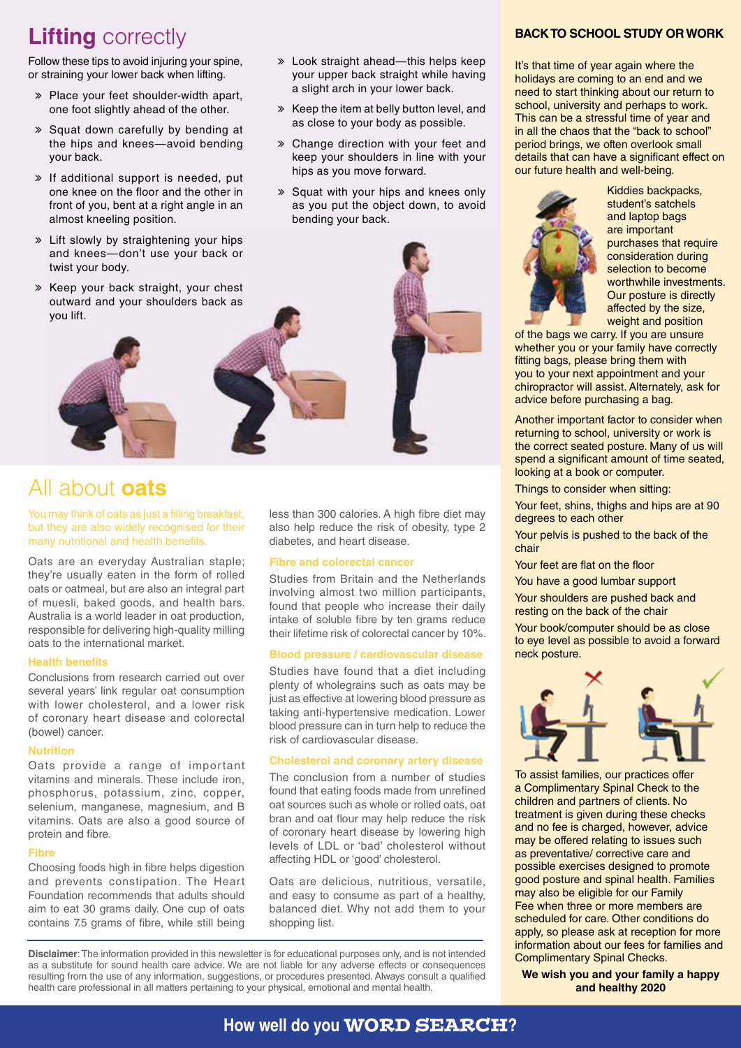# Lifting correctly

Follow these tips to avoid injuring your spine, or straining your lower back when lifting.

- Place your feet shoulder-width apart, one foot slightly ahead of the other.
- Squat down carefully by bending at the hips and knees—avoid bending your back.
- If additional support is needed, put one knee on the floor and the other in front of you, bent at a right angle in an almost kneeling position.
- Lift slowly by straightening your hips and knees—don't use your back or twist your body.
- Keep your back straight, your chest outward and your shoulders back as you lift.
- Look straight ahead—this helps keep your upper back straight while having a slight arch in your lower back.
- Keep the item at belly button level, and as close to your body as possible.
- Change direction with your feet and keep your shoulders in line with your hips as you move forward.
- Squat with your hips and knees only as you put the object down, to avoid bending your back.

# All about **oats**

You may think of oats as just a filling breakfast, but they are also widely recognised for their many nutritional and health benefits.

Oats are an everyday Australian staple; they're usually eaten in the form of rolled oats or oatmeal, but are also an integral part of muesli, baked goods, and health bars. Australia is a world leader in oat production, responsible for delivering high-quality milling oats to the international market.

### Health benefits

Conclusions from research carried out over several years' link regular oat consumption with lower cholesterol, and a lower risk of coronary heart disease and colorectal (bowel) cancer.

### Nutrition

Oats provide a range of important vitamins and minerals. These include iron, phosphorus, potassium, zinc, copper, selenium, manganese, magnesium, and B vitamins. Oats are also a good source of protein and fibre.

### Fibre

Choosing foods high in fibre helps digestion and prevents constipation. The Heart Foundation recommends that adults should aim to eat 30 grams daily. One cup of oats contains 7.5 grams of fibre, while still being less than 300 calories. A high fibre diet may also help reduce the risk of obesity, type 2 diabetes, and heart disease.

### Fibre and colorectal cancer

Studies from Britain and the Netherlands involving almost two million participants, found that people who increase their daily intake of soluble fibre by ten grams reduce their lifetime risk of colorectal cancer by 10%.

### Blood pressure / cardiovascular disease

Studies have found that a diet including plenty of wholegrains such as oats may be just as effective at lowering blood pressure as taking anti-hypertensive medication. Lower blood pressure can in turn help to reduce the risk of cardiovascular disease.

### Cholesterol and coronary artery disease

The conclusion from a number of studies found that eating foods made from unrefined oat sources such as whole or rolled oats, oat bran and oat flour may help reduce the risk of coronary heart disease by lowering high levels of LDL or 'bad' cholesterol without affecting HDL or 'good' cholesterol.

Oats are delicious, nutritious, versatile, and easy to consume as part of a healthy, balanced diet. Why not add them to your shopping list.

**Disclaimer**: The information provided in this newsletter is for educational purposes only, and is not intended as a substitute for sound health care advice. We are not liable for any adverse effects or consequences resulting from the use of any information, suggestions, or procedures presented. Always consult a qualified health care professional in all matters pertaining to your physical, emotional and mental health.

## BACK TO SCHOOL STUDY OR WORK

It's that time of year again where the holidays are coming to an end and we need to start thinking about our return to school, university and perhaps to work. This can be a stressful time of year and in all the chaos that the "back to school" period brings, we often overlook small details that can have a significant effect on our future health and well-being.

Kiddies backpacks, student's satchels and laptop bags are important purchases that require consideration during selection to become worthwhile investments. Our posture is directly affected by the size, weight and position of the bags we carry. If you are unsure whether you or your family have correctly fitting bags, please bring them with you to your next appointment and your chiropractor will assist. Alternately, ask for advice before purchasing a bag.

Another important factor to consider when returning to school, university or work is the correct seated posture. Many of us will spend a significant amount of time seated, looking at a book or computer.

Things to consider when sitting:

Your feet, shins, thighs and hips are at 90 degrees to each other

Your pelvis is pushed to the back of the chair

Your feet are flat on the floor

You have a good lumbar support

Your shoulders are pushed back and resting on the back of the chair

Your book/computer should be as close to eye level as possible to avoid a forward neck posture.

To assist families, our practices offer a Complimentary Spinal Check to the children and partners of clients. No treatment is given during these checks and no fee is charged, however, advice may be offered relating to issues such as preventative/ corrective care and possible exercises designed to promote good posture and spinal health. Families may also be eligible for our Family Fee when three or more members are scheduled for care. Other conditions do apply, so please ask at reception for more information about our fees for families and Complimentary Spinal Checks.

**We wish you and your family a happy and healthy 2020**

## How well do you WORD SEARCH?